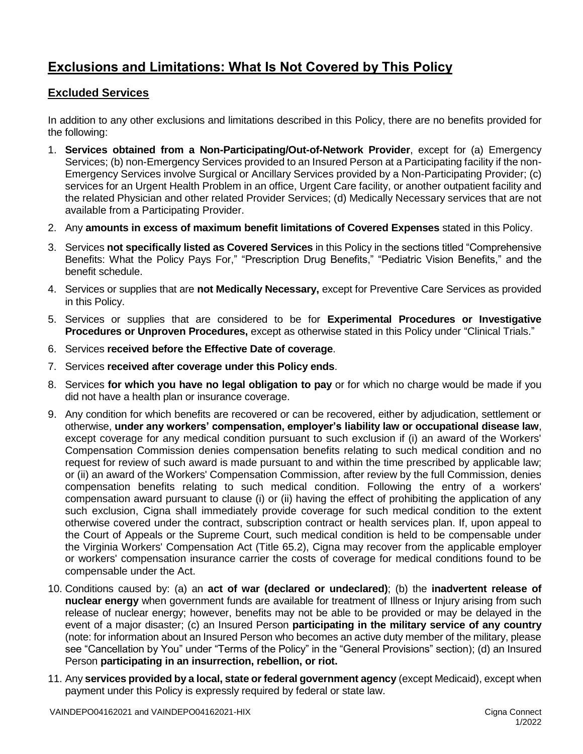# Exclusions and Limitations: What Is Not Covered by This Policy

## Excluded Services

In addition to any other exclusions and limitations described in this Policy, there are no benefits provided for the following:

1. **Services obtained from a Non-Participating/Out-of-Network Provider**, except for (a) Emergency Services; (b) non-Emergency Services provided to an Insured Person at a Participating facility if the non-Emergency Services involve Surgical or Ancillary Services provided by a Non-Participating Provider; (c) services for an Urgent Health Problem in an office, Urgent Care facility, or another outpatient facility and the related Physician and other related Provider Services; (d) Medically Necessary services that are not available from a Participating Provider.
2. Any **amounts in excess of maximum benefit limitations of Covered Expenses** stated in this Policy.
3. Services **not specifically listed as Covered Services** in this Policy in the sections titled "Comprehensive Benefits: What the Policy Pays For," "Prescription Drug Benefits," "Pediatric Vision Benefits," and the benefit schedule.
4. Services or supplies that are **not Medically Necessary,** except for Preventive Care Services as provided in this Policy.
5. Services or supplies that are considered to be for **Experimental Procedures or Investigative Procedures or Unproven Procedures,** except as otherwise stated in this Policy under "Clinical Trials."
6. Services **received before the Effective Date of coverage**.
7. Services **received after coverage under this Policy ends**.
8. Services **for which you have no legal obligation to pay** or for which no charge would be made if you did not have a health plan or insurance coverage.
9. Any condition for which benefits are recovered or can be recovered, either by adjudication, settlement or otherwise, **under any workers' compensation, employer's liability law or occupational disease law**, except coverage for any medical condition pursuant to such exclusion if (i) an award of the Workers' Compensation Commission denies compensation benefits relating to such medical condition and no request for review of such award is made pursuant to and within the time prescribed by applicable law; or (ii) an award of the Workers' Compensation Commission, after review by the full Commission, denies compensation benefits relating to such medical condition. Following the entry of a workers' compensation award pursuant to clause (i) or (ii) having the effect of prohibiting the application of any such exclusion, Cigna shall immediately provide coverage for such medical condition to the extent otherwise covered under the contract, subscription contract or health services plan. If, upon appeal to the Court of Appeals or the Supreme Court, such medical condition is held to be compensable under the Virginia Workers' Compensation Act (Title 65.2), Cigna may recover from the applicable employer or workers' compensation insurance carrier the costs of coverage for medical conditions found to be compensable under the Act.
10. Conditions caused by: (a) an **act of war (declared or undeclared)**; (b) the **inadvertent release of nuclear energy** when government funds are available for treatment of Illness or Injury arising from such release of nuclear energy; however, benefits may not be able to be provided or may be delayed in the event of a major disaster; (c) an Insured Person **participating in the military service of any country** (note: for information about an Insured Person who becomes an active duty member of the military, please see "Cancellation by You" under "Terms of the Policy" in the "General Provisions" section); (d) an Insured Person **participating in an insurrection, rebellion, or riot.**
11. Any **services provided by a local, state or federal government agency** (except Medicaid), except when payment under this Policy is expressly required by federal or state law.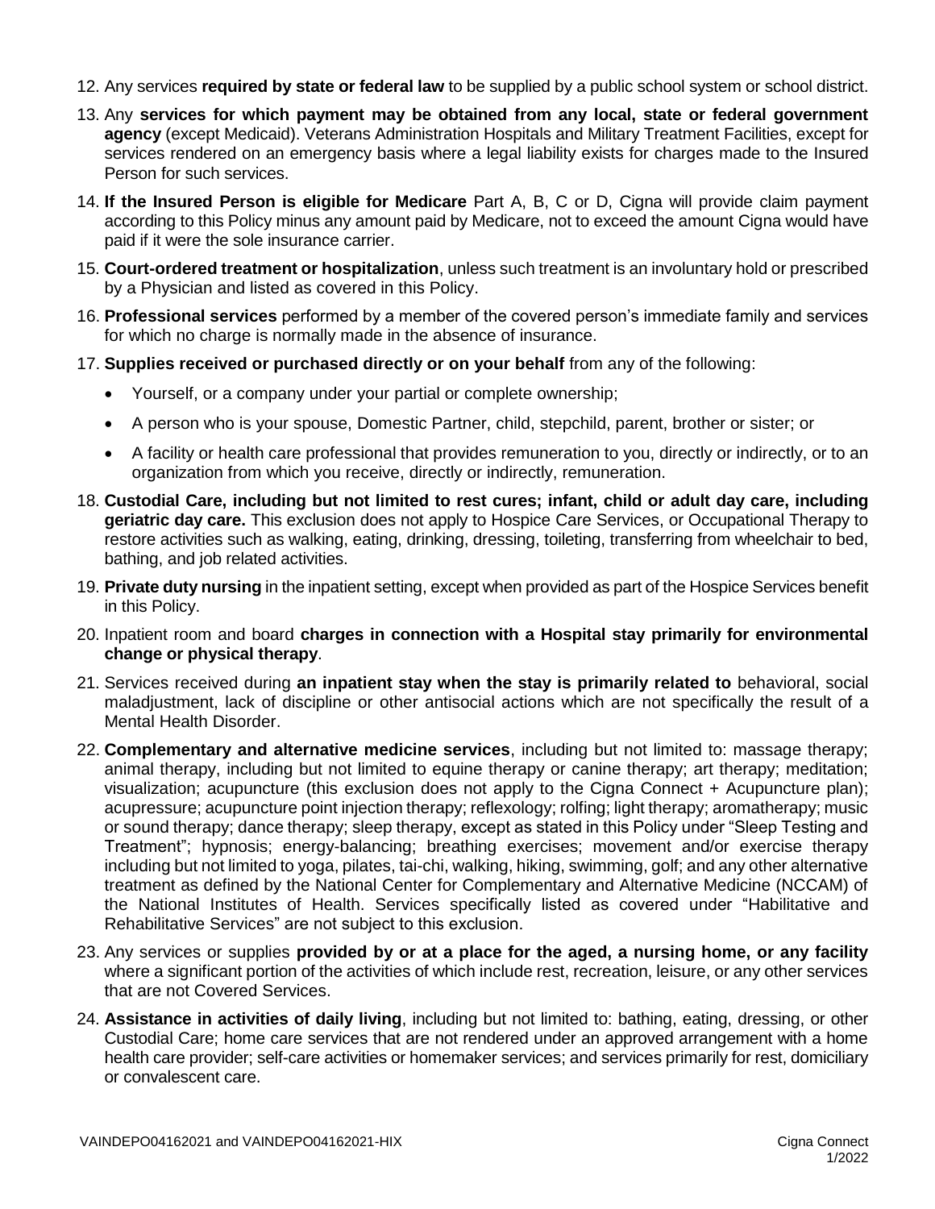12. Any services **required by state or federal law** to be supplied by a public school system or school district.
13. Any **services for which payment may be obtained from any local, state or federal government agency** (except Medicaid). Veterans Administration Hospitals and Military Treatment Facilities, except for services rendered on an emergency basis where a legal liability exists for charges made to the Insured Person for such services.
14. **If the Insured Person is eligible for Medicare** Part A, B, C or D, Cigna will provide claim payment according to this Policy minus any amount paid by Medicare, not to exceed the amount Cigna would have paid if it were the sole insurance carrier.
15. **Court-ordered treatment or hospitalization**, unless such treatment is an involuntary hold or prescribed by a Physician and listed as covered in this Policy.
16. **Professional services** performed by a member of the covered person's immediate family and services for which no charge is normally made in the absence of insurance.
17. **Supplies received or purchased directly or on your behalf** from any of the following:
    - Yourself, or a company under your partial or complete ownership;
    - A person who is your spouse, Domestic Partner, child, stepchild, parent, brother or sister; or
    - A facility or health care professional that provides remuneration to you, directly or indirectly, or to an organization from which you receive, directly or indirectly, remuneration.
18. **Custodial Care, including but not limited to rest cures; infant, child or adult day care, including geriatric day care.** This exclusion does not apply to Hospice Care Services, or Occupational Therapy to restore activities such as walking, eating, drinking, dressing, toileting, transferring from wheelchair to bed, bathing, and job related activities.
19. **Private duty nursing** in the inpatient setting, except when provided as part of the Hospice Services benefit in this Policy.
20. Inpatient room and board **charges in connection with a Hospital stay primarily for environmental change or physical therapy**.
21. Services received during **an inpatient stay when the stay is primarily related to** behavioral, social maladjustment, lack of discipline or other antisocial actions which are not specifically the result of a Mental Health Disorder.
22. **Complementary and alternative medicine services**, including but not limited to: massage therapy; animal therapy, including but not limited to equine therapy or canine therapy; art therapy; meditation; visualization; acupuncture (this exclusion does not apply to the Cigna Connect + Acupuncture plan); acupressure; acupuncture point injection therapy; reflexology; rolfing; light therapy; aromatherapy; music or sound therapy; dance therapy; sleep therapy, except as stated in this Policy under "Sleep Testing and Treatment"; hypnosis; energy-balancing; breathing exercises; movement and/or exercise therapy including but not limited to yoga, pilates, tai-chi, walking, hiking, swimming, golf; and any other alternative treatment as defined by the National Center for Complementary and Alternative Medicine (NCCAM) of the National Institutes of Health. Services specifically listed as covered under "Habilitative and Rehabilitative Services" are not subject to this exclusion.
23. Any services or supplies **provided by or at a place for the aged, a nursing home, or any facility** where a significant portion of the activities of which include rest, recreation, leisure, or any other services that are not Covered Services.
24. **Assistance in activities of daily living**, including but not limited to: bathing, eating, dressing, or other Custodial Care; home care services that are not rendered under an approved arrangement with a home health care provider; self-care activities or homemaker services; and services primarily for rest, domiciliary or convalescent care.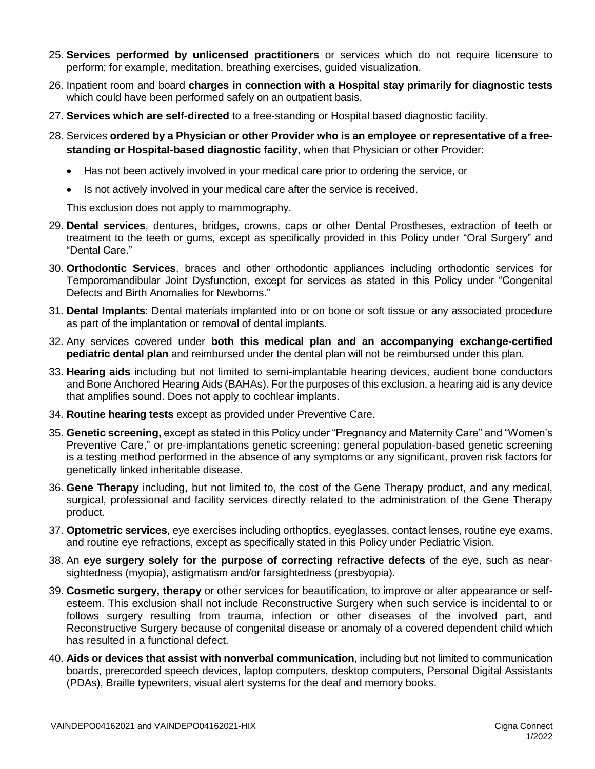25. **Services performed by unlicensed practitioners** or services which do not require licensure to perform; for example, meditation, breathing exercises, guided visualization.
26. Inpatient room and board **charges in connection with a Hospital stay primarily for diagnostic tests** which could have been performed safely on an outpatient basis.
27. **Services which are self-directed** to a free-standing or Hospital based diagnostic facility.
28. Services **ordered by a Physician or other Provider who is an employee or representative of a free-standing or Hospital-based diagnostic facility**, when that Physician or other Provider:

    - Has not been actively involved in your medical care prior to ordering the service, or
    - Is not actively involved in your medical care after the service is received.

    This exclusion does not apply to mammography.
29. **Dental services**, dentures, bridges, crowns, caps or other Dental Prostheses, extraction of teeth or treatment to the teeth or gums, except as specifically provided in this Policy under "Oral Surgery" and "Dental Care."
30. **Orthodontic Services**, braces and other orthodontic appliances including orthodontic services for Temporomandibular Joint Dysfunction, except for services as stated in this Policy under "Congenital Defects and Birth Anomalies for Newborns."
31. **Dental Implants**: Dental materials implanted into or on bone or soft tissue or any associated procedure as part of the implantation or removal of dental implants.
32. Any services covered under **both this medical plan and an accompanying exchange-certified pediatric dental plan** and reimbursed under the dental plan will not be reimbursed under this plan.
33. **Hearing aids** including but not limited to semi-implantable hearing devices, audient bone conductors and Bone Anchored Hearing Aids (BAHAs). For the purposes of this exclusion, a hearing aid is any device that amplifies sound. Does not apply to cochlear implants.
34. **Routine hearing tests** except as provided under Preventive Care.
35. **Genetic screening,** except as stated in this Policy under "Pregnancy and Maternity Care" and "Women's Preventive Care," or pre-implantations genetic screening: general population-based genetic screening is a testing method performed in the absence of any symptoms or any significant, proven risk factors for genetically linked inheritable disease.
36. **Gene Therapy** including, but not limited to, the cost of the Gene Therapy product, and any medical, surgical, professional and facility services directly related to the administration of the Gene Therapy product.
37. **Optometric services**, eye exercises including orthoptics, eyeglasses, contact lenses, routine eye exams, and routine eye refractions, except as specifically stated in this Policy under Pediatric Vision.
38. An **eye surgery solely for the purpose of correcting refractive defects** of the eye, such as near-sightedness (myopia), astigmatism and/or farsightedness (presbyopia).
39. **Cosmetic surgery, therapy** or other services for beautification, to improve or alter appearance or self-esteem. This exclusion shall not include Reconstructive Surgery when such service is incidental to or follows surgery resulting from trauma, infection or other diseases of the involved part, and Reconstructive Surgery because of congenital disease or anomaly of a covered dependent child which has resulted in a functional defect.
40. **Aids or devices that assist with nonverbal communication**, including but not limited to communication boards, prerecorded speech devices, laptop computers, desktop computers, Personal Digital Assistants (PDAs), Braille typewriters, visual alert systems for the deaf and memory books.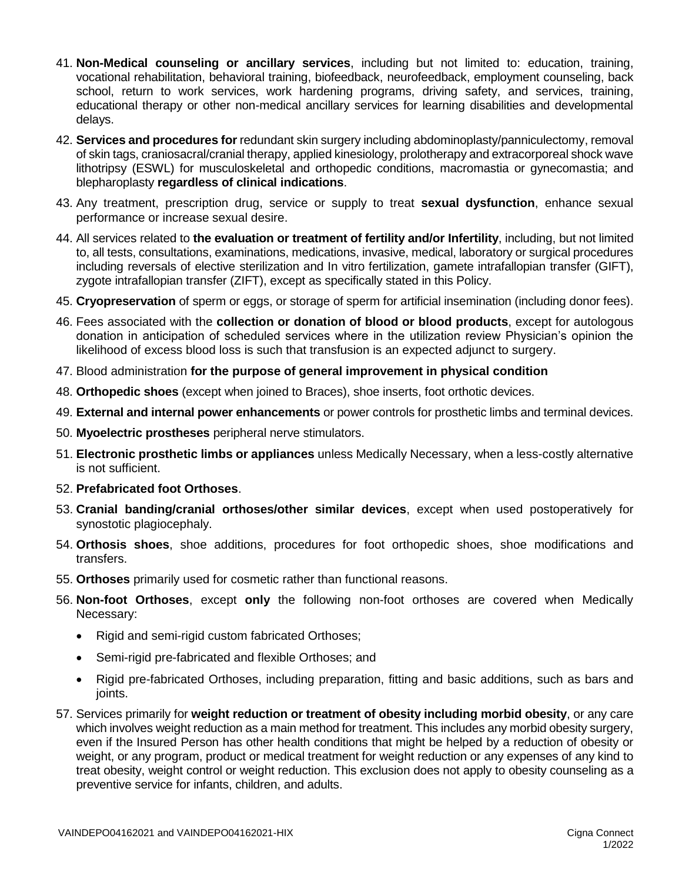41. **Non-Medical counseling or ancillary services**, including but not limited to: education, training, vocational rehabilitation, behavioral training, biofeedback, neurofeedback, employment counseling, back school, return to work services, work hardening programs, driving safety, and services, training, educational therapy or other non-medical ancillary services for learning disabilities and developmental delays.
42. **Services and procedures for** redundant skin surgery including abdominoplasty/panniculectomy, removal of skin tags, craniosacral/cranial therapy, applied kinesiology, prolotherapy and extracorporeal shock wave lithotripsy (ESWL) for musculoskeletal and orthopedic conditions, macromastia or gynecomastia; and blepharoplasty **regardless of clinical indications**.
43. Any treatment, prescription drug, service or supply to treat **sexual dysfunction**, enhance sexual performance or increase sexual desire.
44. All services related to **the evaluation or treatment of fertility and/or Infertility**, including, but not limited to, all tests, consultations, examinations, medications, invasive, medical, laboratory or surgical procedures including reversals of elective sterilization and In vitro fertilization, gamete intrafallopian transfer (GIFT), zygote intrafallopian transfer (ZIFT), except as specifically stated in this Policy.
45. **Cryopreservation** of sperm or eggs, or storage of sperm for artificial insemination (including donor fees).
46. Fees associated with the **collection or donation of blood or blood products**, except for autologous donation in anticipation of scheduled services where in the utilization review Physician's opinion the likelihood of excess blood loss is such that transfusion is an expected adjunct to surgery.
47. Blood administration **for the purpose of general improvement in physical condition**
48. **Orthopedic shoes** (except when joined to Braces), shoe inserts, foot orthotic devices.
49. **External and internal power enhancements** or power controls for prosthetic limbs and terminal devices.
50. **Myoelectric prostheses** peripheral nerve stimulators.
51. **Electronic prosthetic limbs or appliances** unless Medically Necessary, when a less-costly alternative is not sufficient.
52. **Prefabricated foot Orthoses**.
53. **Cranial banding/cranial orthoses/other similar devices**, except when used postoperatively for synostotic plagiocephaly.
54. **Orthosis shoes**, shoe additions, procedures for foot orthopedic shoes, shoe modifications and transfers.
55. **Orthoses** primarily used for cosmetic rather than functional reasons.
56. **Non-foot Orthoses**, except **only** the following non-foot orthoses are covered when Medically Necessary:
    - Rigid and semi-rigid custom fabricated Orthoses;
    - Semi-rigid pre-fabricated and flexible Orthoses; and
    - Rigid pre-fabricated Orthoses, including preparation, fitting and basic additions, such as bars and joints.
57. Services primarily for **weight reduction or treatment of obesity including morbid obesity**, or any care which involves weight reduction as a main method for treatment. This includes any morbid obesity surgery, even if the Insured Person has other health conditions that might be helped by a reduction of obesity or weight, or any program, product or medical treatment for weight reduction or any expenses of any kind to treat obesity, weight control or weight reduction. This exclusion does not apply to obesity counseling as a preventive service for infants, children, and adults.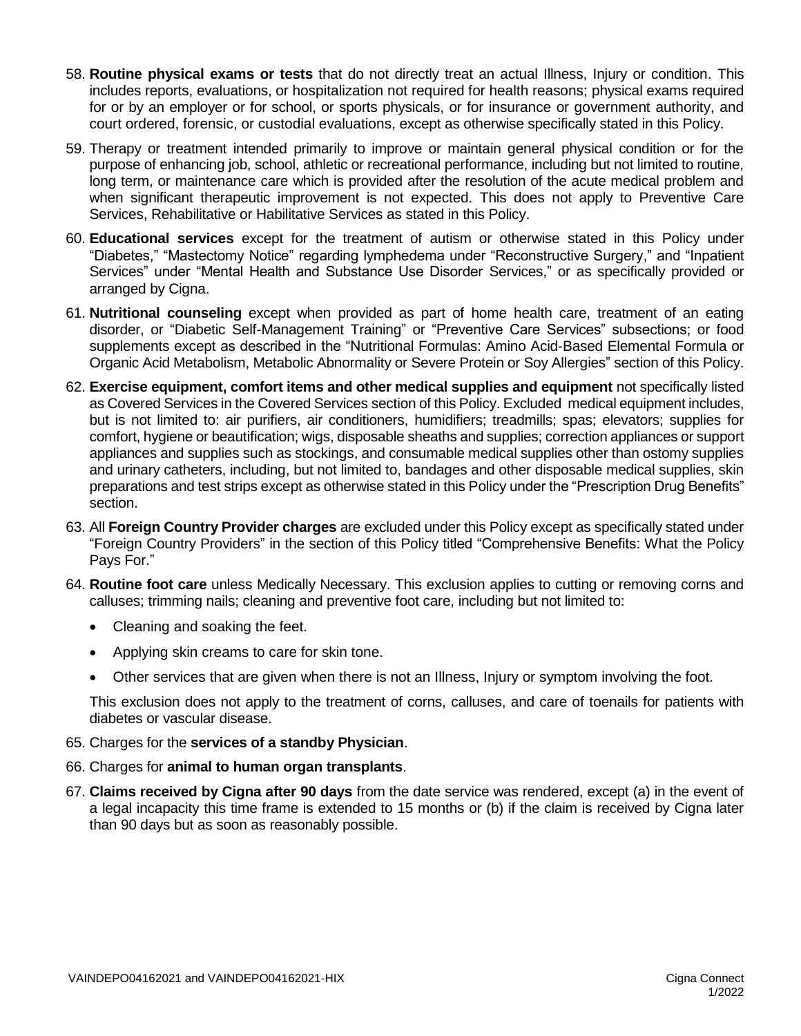58. **Routine physical exams or tests** that do not directly treat an actual Illness, Injury or condition. This includes reports, evaluations, or hospitalization not required for health reasons; physical exams required for or by an employer or for school, or sports physicals, or for insurance or government authority, and court ordered, forensic, or custodial evaluations, except as otherwise specifically stated in this Policy.

59. Therapy or treatment intended primarily to improve or maintain general physical condition or for the purpose of enhancing job, school, athletic or recreational performance, including but not limited to routine, long term, or maintenance care which is provided after the resolution of the acute medical problem and when significant therapeutic improvement is not expected. This does not apply to Preventive Care Services, Rehabilitative or Habilitative Services as stated in this Policy.

60. **Educational services** except for the treatment of autism or otherwise stated in this Policy under "Diabetes," "Mastectomy Notice" regarding lymphedema under "Reconstructive Surgery," and "Inpatient Services" under "Mental Health and Substance Use Disorder Services," or as specifically provided or arranged by Cigna.

61. **Nutritional counseling** except when provided as part of home health care, treatment of an eating disorder, or "Diabetic Self-Management Training" or "Preventive Care Services" subsections; or food supplements except as described in the "Nutritional Formulas: Amino Acid-Based Elemental Formula or Organic Acid Metabolism, Metabolic Abnormality or Severe Protein or Soy Allergies" section of this Policy.

62. **Exercise equipment, comfort items and other medical supplies and equipment** not specifically listed as Covered Services in the Covered Services section of this Policy. Excluded medical equipment includes, but is not limited to: air purifiers, air conditioners, humidifiers; treadmills; spas; elevators; supplies for comfort, hygiene or beautification; wigs, disposable sheaths and supplies; correction appliances or support appliances and supplies such as stockings, and consumable medical supplies other than ostomy supplies and urinary catheters, including, but not limited to, bandages and other disposable medical supplies, skin preparations and test strips except as otherwise stated in this Policy under the "Prescription Drug Benefits" section.

63. All **Foreign Country Provider charges** are excluded under this Policy except as specifically stated under "Foreign Country Providers" in the section of this Policy titled "Comprehensive Benefits: What the Policy Pays For."

64. **Routine foot care** unless Medically Necessary. This exclusion applies to cutting or removing corns and calluses; trimming nails; cleaning and preventive foot care, including but not limited to:

    - Cleaning and soaking the feet.
    - Applying skin creams to care for skin tone.
    - Other services that are given when there is not an Illness, Injury or symptom involving the foot.

    This exclusion does not apply to the treatment of corns, calluses, and care of toenails for patients with diabetes or vascular disease.

65. Charges for the **services of a standby Physician**.

66. Charges for **animal to human organ transplants**.

67. **Claims received by Cigna after 90 days** from the date service was rendered, except (a) in the event of a legal incapacity this time frame is extended to 15 months or (b) if the claim is received by Cigna later than 90 days but as soon as reasonably possible.